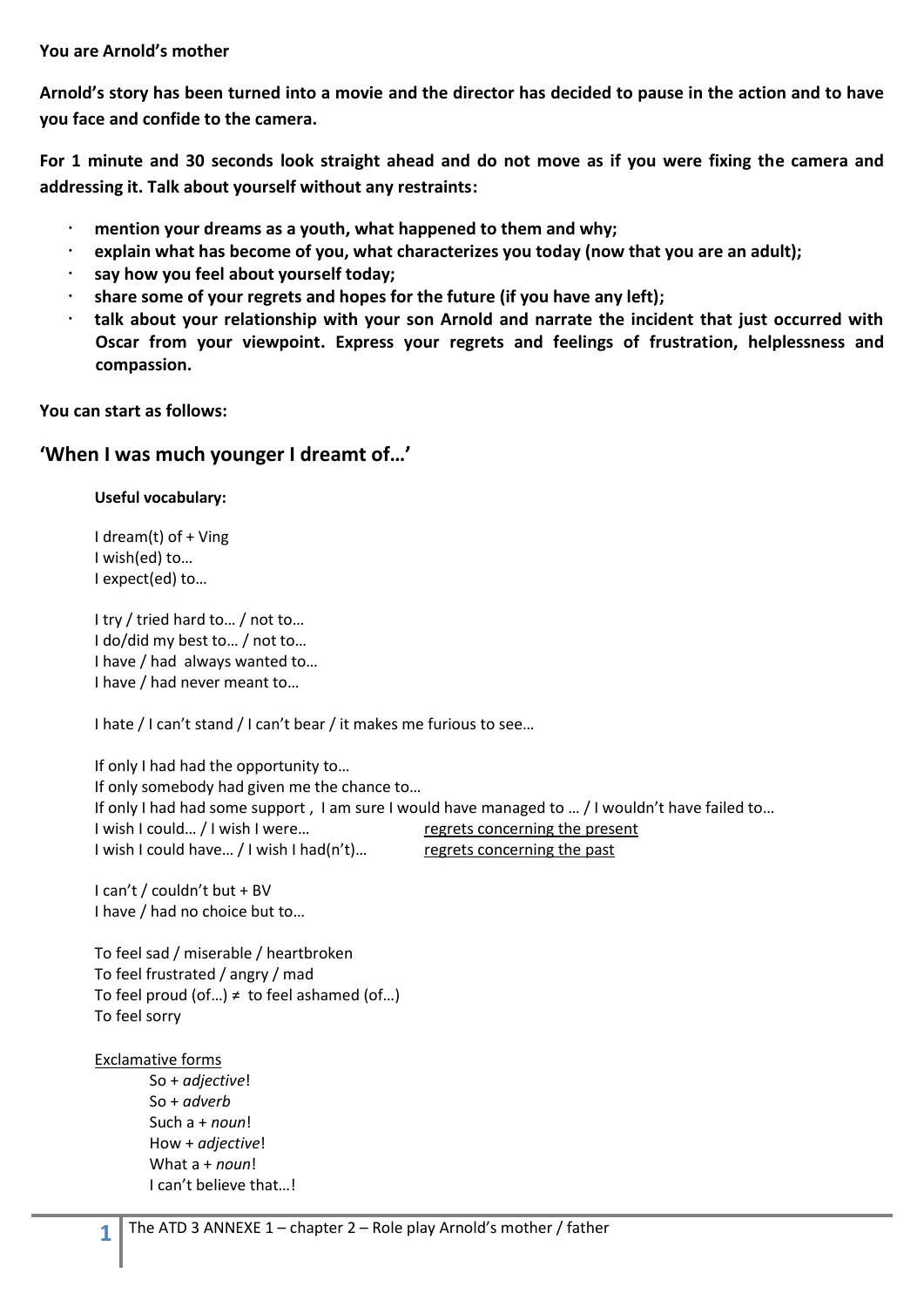**You are Arnold's mother**

**Arnold's story has been turned into a movie and the director has decided to pause in the action and to have you face and confide to the camera.**

**For 1 minute and 30 seconds look straight ahead and do not move as if you were fixing the camera and addressing it. Talk about yourself without any restraints:**

- **mention your dreams as a youth, what happened to them and why;**
- **explain what has become of you, what characterizes you today (now that you are an adult);**
- **say how you feel about yourself today;**
- **share some of your regrets and hopes for the future (if you have any left);**
- **talk about your relationship with your son Arnold and narrate the incident that just occurred with Oscar from your viewpoint. Express your regrets and feelings of frustration, helplessness and compassion.**

**You can start as follows:**

## 'When I was much younger I dreamt of…'

**Useful vocabulary:**

I dream(t) of + Ving
I wish(ed) to…
I expect(ed) to…

I try / tried hard to… / not to…
I do/did my best to… / not to…
I have / had always wanted to…
I have / had never meant to…

I hate / I can't stand / I can't bear / it makes me furious to see…

If only I had had the opportunity to…
If only somebody had given me the chance to…
If only I had had some support , I am sure I would have managed to … / I wouldn't have failed to…
I wish I could… / I wish I were… — regrets concerning the present
I wish I could have… / I wish I had(n't)… — regrets concerning the past

I can't / couldn't but + BV
I have / had no choice but to…

To feel sad / miserable / heartbroken
To feel frustrated / angry / mad
To feel proud (of…) ≠ to feel ashamed (of…)
To feel sorry

Exclamative forms

- So + *adjective*!
- So + *adverb*
- Such a + *noun*!
- How + *adjective*!
- What a + *noun*!
- I can't believe that…!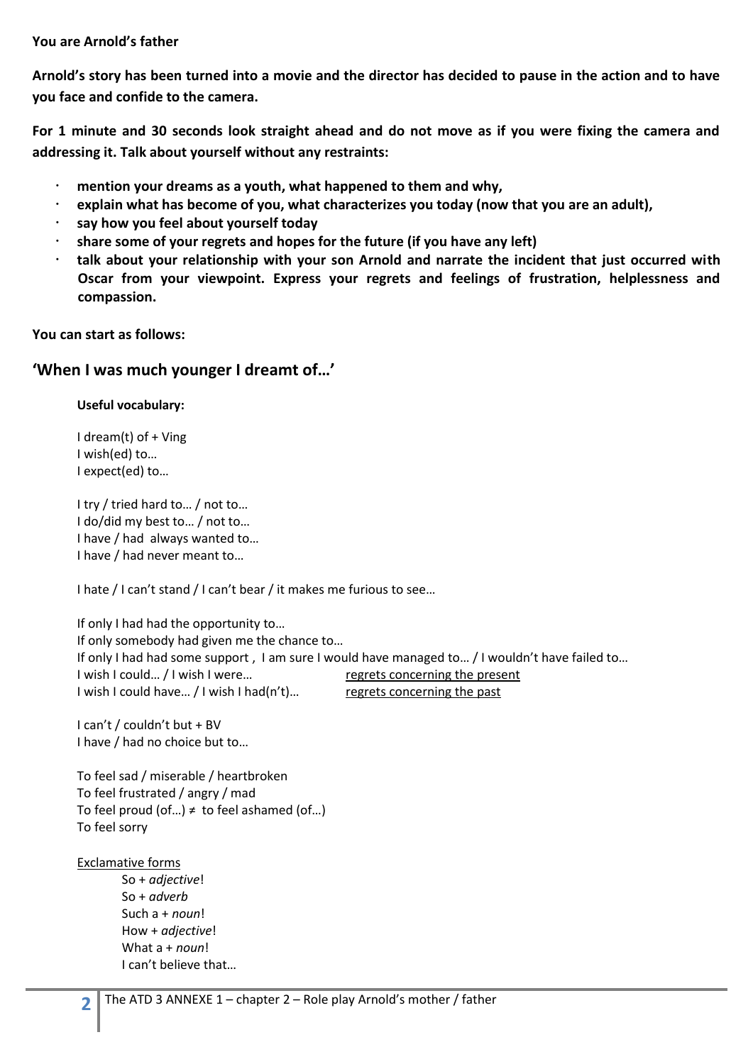**You are Arnold's father**

**Arnold's story has been turned into a movie and the director has decided to pause in the action and to have you face and confide to the camera.**

**For 1 minute and 30 seconds look straight ahead and do not move as if you were fixing the camera and addressing it. Talk about yourself without any restraints:**

- **mention your dreams as a youth, what happened to them and why,**
- **explain what has become of you, what characterizes you today (now that you are an adult),**
- **say how you feel about yourself today**
- **share some of your regrets and hopes for the future (if you have any left)**
- **talk about your relationship with your son Arnold and narrate the incident that just occurred with Oscar from your viewpoint. Express your regrets and feelings of frustration, helplessness and compassion.**

**You can start as follows:**

## 'When I was much younger I dreamt of…'

**Useful vocabulary:**

I dream(t) of + Ving
I wish(ed) to…
I expect(ed) to…

I try / tried hard to… / not to…
I do/did my best to… / not to…
I have / had always wanted to…
I have / had never meant to…

I hate / I can't stand / I can't bear / it makes me furious to see…

If only I had had the opportunity to…
If only somebody had given me the chance to…
If only I had had some support , I am sure I would have managed to… / I wouldn't have failed to…
I wish I could… / I wish I were… — regrets concerning the present
I wish I could have… / I wish I had(n't)… — regrets concerning the past

I can't / couldn't but + BV
I have / had no choice but to…

To feel sad / miserable / heartbroken
To feel frustrated / angry / mad
To feel proud (of…) ≠ to feel ashamed (of…)
To feel sorry

Exclamative forms

- So + *adjective*!
- So + *adverb*
- Such a + *noun*!
- How + *adjective*!
- What a + *noun*!
- I can't believe that…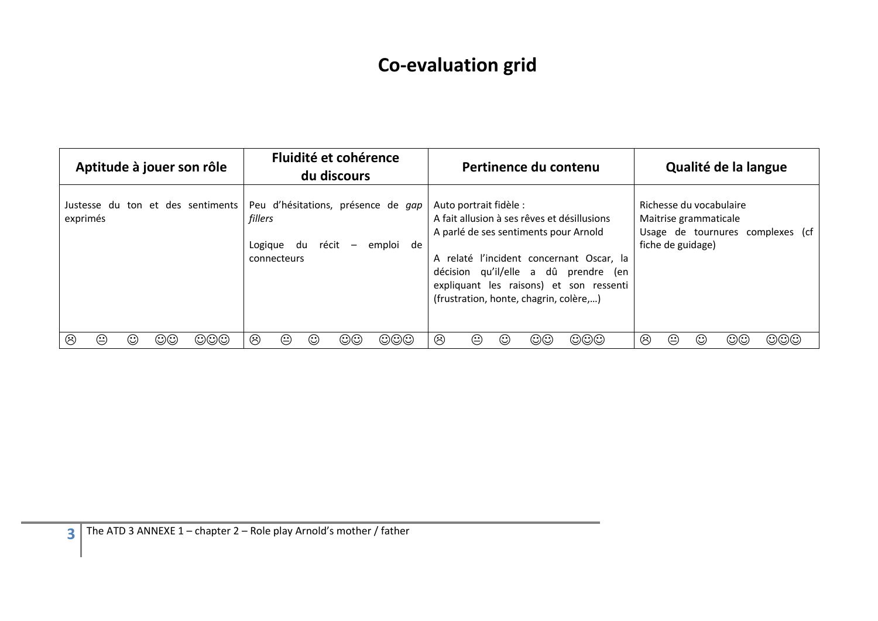# Co-evaluation grid

| Aptitude à jouer son rôle | Fluidité et cohérence du discours | Pertinence du contenu | Qualité de la langue |
|---|---|---|---|
| Justesse du ton et des sentiments exprimés | Peu d'hésitations, présence de *gap fillers*<br><br>Logique du récit – emploi de connecteurs | Auto portrait fidèle :<br>A fait allusion à ses rêves et désillusions<br>A parlé de ses sentiments pour Arnold<br><br>A relaté l'incident concernant Oscar, la décision qu'il/elle a dû prendre (en expliquant les raisons) et son ressenti (frustration, honte, chagrin, colère,…) | Richesse du vocabulaire<br>Maitrise grammaticale<br>Usage de tournures complexes (cf fiche de guidage) |
| ☹ 😐 ☺ ☺☺ ☺☺☺ | ☹ 😐 ☺ ☺☺ ☺☺☺ | ☹ 😐 ☺ ☺☺ ☺☺☺ | ☹ 😐 ☺ ☺☺ ☺☺☺ |

The ATD 3 ANNEXE 1 – chapter 2 – Role play Arnold's mother / father